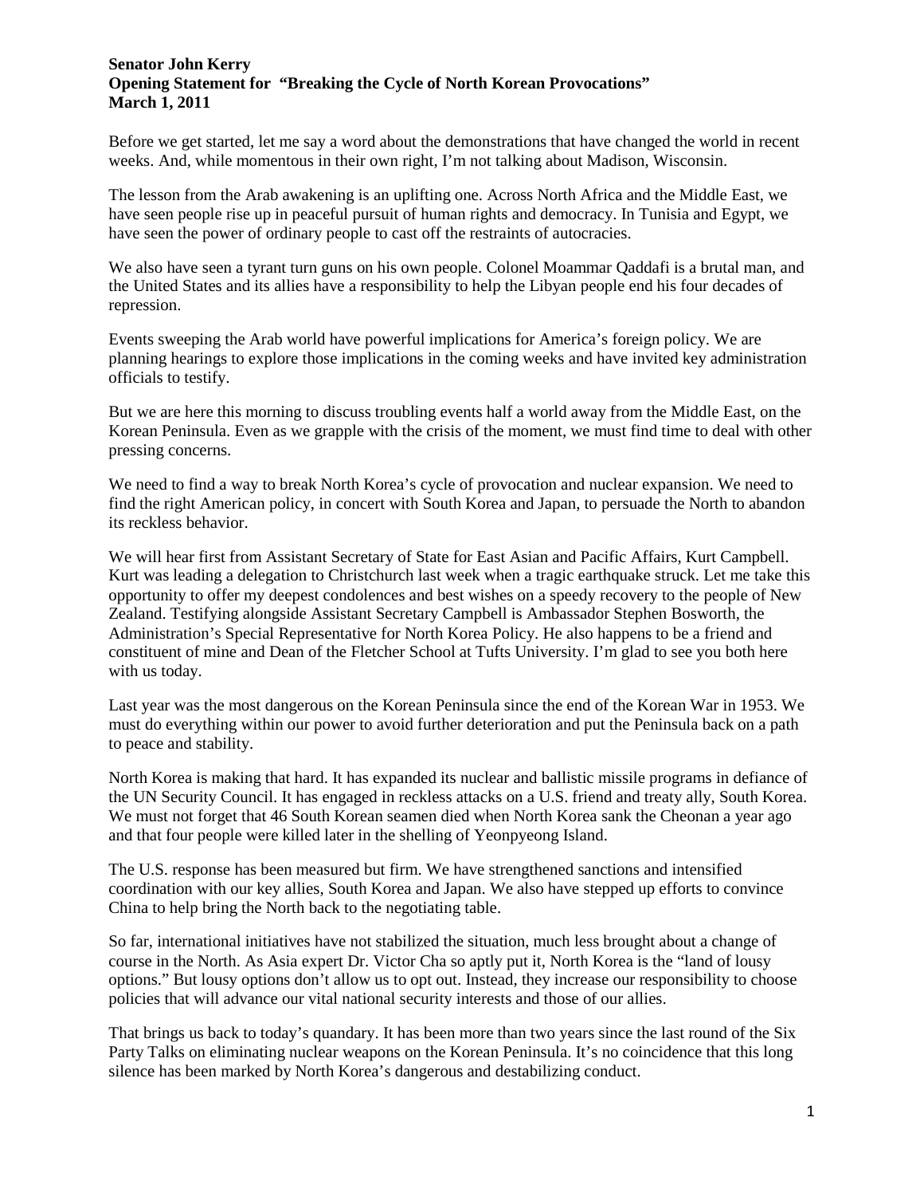**Senator John Kerry**
**Opening Statement for "Breaking the Cycle of North Korean Provocations"**
**March 1, 2011**

Before we get started, let me say a word about the demonstrations that have changed the world in recent weeks. And, while momentous in their own right, I'm not talking about Madison, Wisconsin.

The lesson from the Arab awakening is an uplifting one. Across North Africa and the Middle East, we have seen people rise up in peaceful pursuit of human rights and democracy. In Tunisia and Egypt, we have seen the power of ordinary people to cast off the restraints of autocracies.

We also have seen a tyrant turn guns on his own people. Colonel Moammar Qaddafi is a brutal man, and the United States and its allies have a responsibility to help the Libyan people end his four decades of repression.

Events sweeping the Arab world have powerful implications for America's foreign policy. We are planning hearings to explore those implications in the coming weeks and have invited key administration officials to testify.

But we are here this morning to discuss troubling events half a world away from the Middle East, on the Korean Peninsula. Even as we grapple with the crisis of the moment, we must find time to deal with other pressing concerns.

We need to find a way to break North Korea's cycle of provocation and nuclear expansion. We need to find the right American policy, in concert with South Korea and Japan, to persuade the North to abandon its reckless behavior.

We will hear first from Assistant Secretary of State for East Asian and Pacific Affairs, Kurt Campbell. Kurt was leading a delegation to Christchurch last week when a tragic earthquake struck. Let me take this opportunity to offer my deepest condolences and best wishes on a speedy recovery to the people of New Zealand. Testifying alongside Assistant Secretary Campbell is Ambassador Stephen Bosworth, the Administration's Special Representative for North Korea Policy. He also happens to be a friend and constituent of mine and Dean of the Fletcher School at Tufts University. I'm glad to see you both here with us today.

Last year was the most dangerous on the Korean Peninsula since the end of the Korean War in 1953. We must do everything within our power to avoid further deterioration and put the Peninsula back on a path to peace and stability.

North Korea is making that hard. It has expanded its nuclear and ballistic missile programs in defiance of the UN Security Council. It has engaged in reckless attacks on a U.S. friend and treaty ally, South Korea. We must not forget that 46 South Korean seamen died when North Korea sank the Cheonan a year ago and that four people were killed later in the shelling of Yeonpyeong Island.

The U.S. response has been measured but firm. We have strengthened sanctions and intensified coordination with our key allies, South Korea and Japan. We also have stepped up efforts to convince China to help bring the North back to the negotiating table.

So far, international initiatives have not stabilized the situation, much less brought about a change of course in the North. As Asia expert Dr. Victor Cha so aptly put it, North Korea is the "land of lousy options." But lousy options don't allow us to opt out. Instead, they increase our responsibility to choose policies that will advance our vital national security interests and those of our allies.

That brings us back to today's quandary. It has been more than two years since the last round of the Six Party Talks on eliminating nuclear weapons on the Korean Peninsula. It's no coincidence that this long silence has been marked by North Korea's dangerous and destabilizing conduct.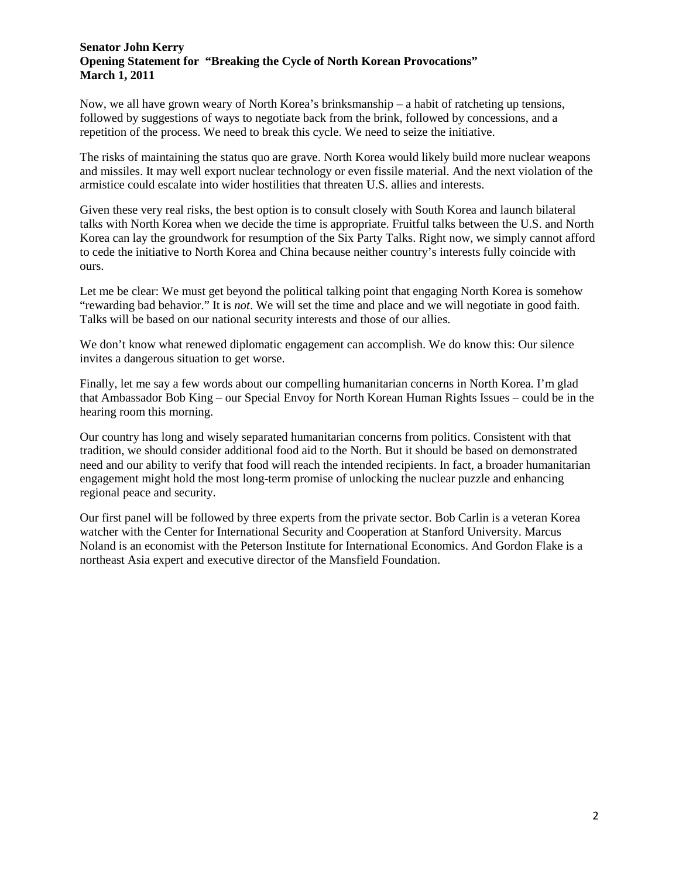**Senator John Kerry**
**Opening Statement for "Breaking the Cycle of North Korean Provocations"**
**March 1, 2011**

Now, we all have grown weary of North Korea's brinksmanship – a habit of ratcheting up tensions, followed by suggestions of ways to negotiate back from the brink, followed by concessions, and a repetition of the process. We need to break this cycle. We need to seize the initiative.

The risks of maintaining the status quo are grave. North Korea would likely build more nuclear weapons and missiles. It may well export nuclear technology or even fissile material. And the next violation of the armistice could escalate into wider hostilities that threaten U.S. allies and interests.

Given these very real risks, the best option is to consult closely with South Korea and launch bilateral talks with North Korea when we decide the time is appropriate. Fruitful talks between the U.S. and North Korea can lay the groundwork for resumption of the Six Party Talks. Right now, we simply cannot afford to cede the initiative to North Korea and China because neither country's interests fully coincide with ours.

Let me be clear: We must get beyond the political talking point that engaging North Korea is somehow "rewarding bad behavior." It is *not*. We will set the time and place and we will negotiate in good faith. Talks will be based on our national security interests and those of our allies.

We don't know what renewed diplomatic engagement can accomplish. We do know this: Our silence invites a dangerous situation to get worse.

Finally, let me say a few words about our compelling humanitarian concerns in North Korea. I'm glad that Ambassador Bob King – our Special Envoy for North Korean Human Rights Issues – could be in the hearing room this morning.

Our country has long and wisely separated humanitarian concerns from politics. Consistent with that tradition, we should consider additional food aid to the North. But it should be based on demonstrated need and our ability to verify that food will reach the intended recipients. In fact, a broader humanitarian engagement might hold the most long-term promise of unlocking the nuclear puzzle and enhancing regional peace and security.

Our first panel will be followed by three experts from the private sector. Bob Carlin is a veteran Korea watcher with the Center for International Security and Cooperation at Stanford University. Marcus Noland is an economist with the Peterson Institute for International Economics. And Gordon Flake is a northeast Asia expert and executive director of the Mansfield Foundation.